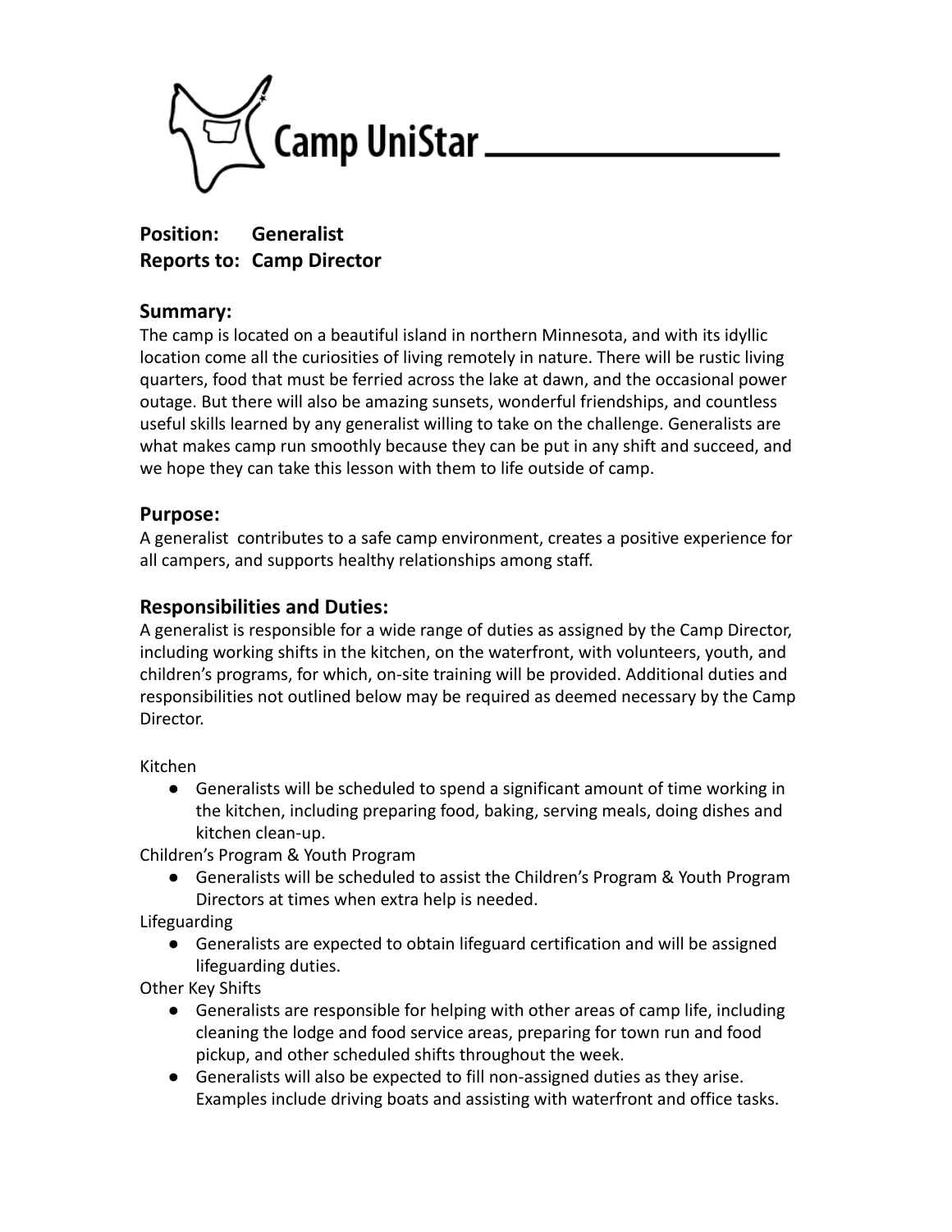# Camp UniStar

**Position: Generalist**
**Reports to: Camp Director**

## Summary:

The camp is located on a beautiful island in northern Minnesota, and with its idyllic location come all the curiosities of living remotely in nature. There will be rustic living quarters, food that must be ferried across the lake at dawn, and the occasional power outage. But there will also be amazing sunsets, wonderful friendships, and countless useful skills learned by any generalist willing to take on the challenge. Generalists are what makes camp run smoothly because they can be put in any shift and succeed, and we hope they can take this lesson with them to life outside of camp.

## Purpose:

A generalist contributes to a safe camp environment, creates a positive experience for all campers, and supports healthy relationships among staff.

## Responsibilities and Duties:

A generalist is responsible for a wide range of duties as assigned by the Camp Director, including working shifts in the kitchen, on the waterfront, with volunteers, youth, and children's programs, for which, on-site training will be provided. Additional duties and responsibilities not outlined below may be required as deemed necessary by the Camp Director.

Kitchen

- Generalists will be scheduled to spend a significant amount of time working in the kitchen, including preparing food, baking, serving meals, doing dishes and kitchen clean-up.

Children's Program & Youth Program

- Generalists will be scheduled to assist the Children's Program & Youth Program Directors at times when extra help is needed.

Lifeguarding

- Generalists are expected to obtain lifeguard certification and will be assigned lifeguarding duties.

Other Key Shifts

- Generalists are responsible for helping with other areas of camp life, including cleaning the lodge and food service areas, preparing for town run and food pickup, and other scheduled shifts throughout the week.
- Generalists will also be expected to fill non-assigned duties as they arise. Examples include driving boats and assisting with waterfront and office tasks.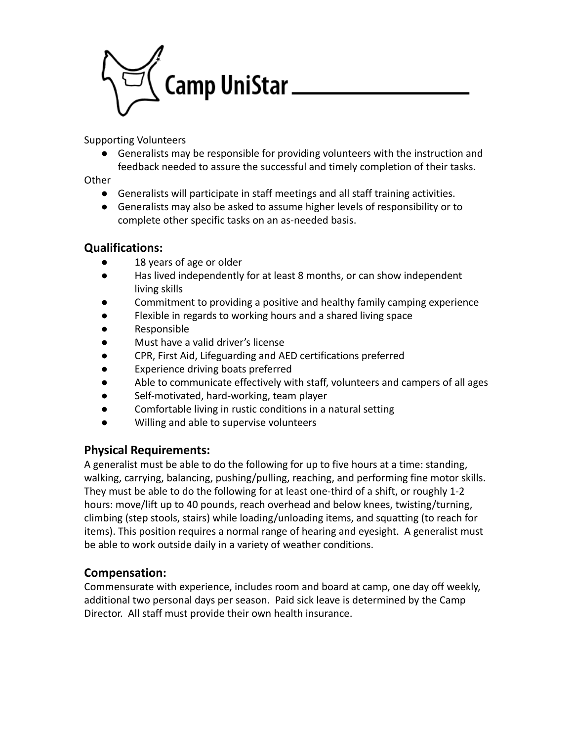Camp UniStar

Supporting Volunteers

- Generalists may be responsible for providing volunteers with the instruction and feedback needed to assure the successful and timely completion of their tasks.

Other

- Generalists will participate in staff meetings and all staff training activities.
- Generalists may also be asked to assume higher levels of responsibility or to complete other specific tasks on an as-needed basis.

## Qualifications:

- 18 years of age or older
- Has lived independently for at least 8 months, or can show independent living skills
- Commitment to providing a positive and healthy family camping experience
- Flexible in regards to working hours and a shared living space
- Responsible
- Must have a valid driver's license
- CPR, First Aid, Lifeguarding and AED certifications preferred
- Experience driving boats preferred
- Able to communicate effectively with staff, volunteers and campers of all ages
- Self-motivated, hard-working, team player
- Comfortable living in rustic conditions in a natural setting
- Willing and able to supervise volunteers

## Physical Requirements:

A generalist must be able to do the following for up to five hours at a time: standing, walking, carrying, balancing, pushing/pulling, reaching, and performing fine motor skills. They must be able to do the following for at least one-third of a shift, or roughly 1-2 hours: move/lift up to 40 pounds, reach overhead and below knees, twisting/turning, climbing (step stools, stairs) while loading/unloading items, and squatting (to reach for items). This position requires a normal range of hearing and eyesight. A generalist must be able to work outside daily in a variety of weather conditions.

## Compensation:

Commensurate with experience, includes room and board at camp, one day off weekly, additional two personal days per season. Paid sick leave is determined by the Camp Director. All staff must provide their own health insurance.